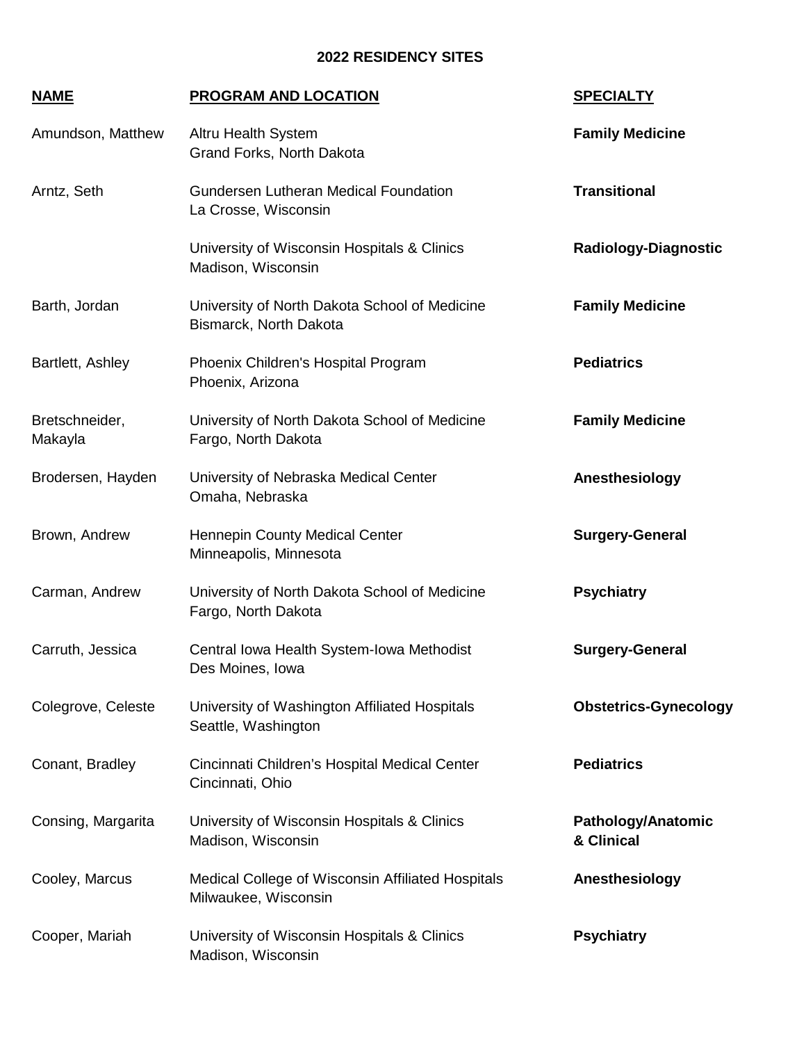# 2022 RESIDENCY SITES

| NAME | PROGRAM AND LOCATION | SPECIALTY |
| --- | --- | --- |
| Amundson, Matthew | Altru Health System<br>Grand Forks, North Dakota | **Family Medicine** |
| Arntz, Seth | Gundersen Lutheran Medical Foundation<br>La Crosse, Wisconsin | **Transitional** |
| | University of Wisconsin Hospitals & Clinics<br>Madison, Wisconsin | **Radiology-Diagnostic** |
| Barth, Jordan | University of North Dakota School of Medicine<br>Bismarck, North Dakota | **Family Medicine** |
| Bartlett, Ashley | Phoenix Children's Hospital Program<br>Phoenix, Arizona | **Pediatrics** |
| Bretschneider, Makayla | University of North Dakota School of Medicine<br>Fargo, North Dakota | **Family Medicine** |
| Brodersen, Hayden | University of Nebraska Medical Center<br>Omaha, Nebraska | **Anesthesiology** |
| Brown, Andrew | Hennepin County Medical Center<br>Minneapolis, Minnesota | **Surgery-General** |
| Carman, Andrew | University of North Dakota School of Medicine<br>Fargo, North Dakota | **Psychiatry** |
| Carruth, Jessica | Central Iowa Health System-Iowa Methodist<br>Des Moines, Iowa | **Surgery-General** |
| Colegrove, Celeste | University of Washington Affiliated Hospitals<br>Seattle, Washington | **Obstetrics-Gynecology** |
| Conant, Bradley | Cincinnati Children's Hospital Medical Center<br>Cincinnati, Ohio | **Pediatrics** |
| Consing, Margarita | University of Wisconsin Hospitals & Clinics<br>Madison, Wisconsin | **Pathology/Anatomic & Clinical** |
| Cooley, Marcus | Medical College of Wisconsin Affiliated Hospitals<br>Milwaukee, Wisconsin | **Anesthesiology** |
| Cooper, Mariah | University of Wisconsin Hospitals & Clinics<br>Madison, Wisconsin | **Psychiatry** |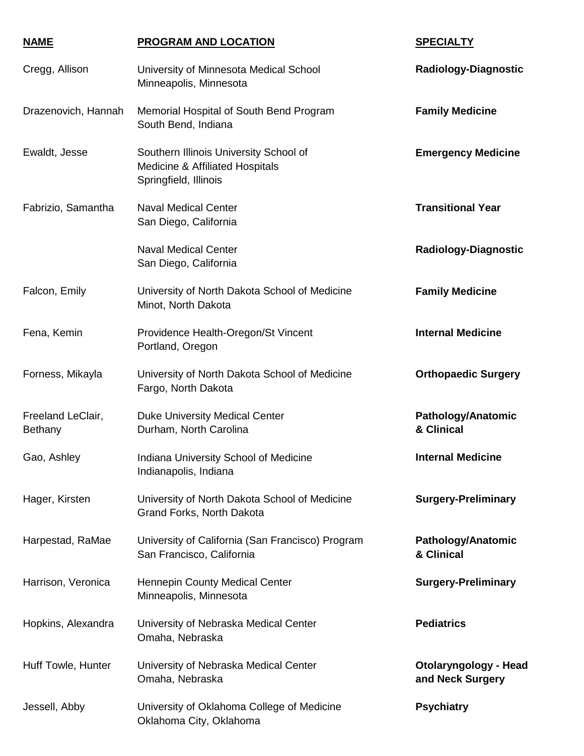| NAME | PROGRAM AND LOCATION | SPECIALTY |
|---|---|---|
| Cregg, Allison | University of Minnesota Medical School<br>Minneapolis, Minnesota | **Radiology-Diagnostic** |
| Drazenovich, Hannah | Memorial Hospital of South Bend Program<br>South Bend, Indiana | **Family Medicine** |
| Ewaldt, Jesse | Southern Illinois University School of Medicine & Affiliated Hospitals<br>Springfield, Illinois | **Emergency Medicine** |
| Fabrizio, Samantha | Naval Medical Center<br>San Diego, California | **Transitional Year** |
| | Naval Medical Center<br>San Diego, California | **Radiology-Diagnostic** |
| Falcon, Emily | University of North Dakota School of Medicine<br>Minot, North Dakota | **Family Medicine** |
| Fena, Kemin | Providence Health-Oregon/St Vincent<br>Portland, Oregon | **Internal Medicine** |
| Forness, Mikayla | University of North Dakota School of Medicine<br>Fargo, North Dakota | **Orthopaedic Surgery** |
| Freeland LeClair, Bethany | Duke University Medical Center<br>Durham, North Carolina | **Pathology/Anatomic & Clinical** |
| Gao, Ashley | Indiana University School of Medicine<br>Indianapolis, Indiana | **Internal Medicine** |
| Hager, Kirsten | University of North Dakota School of Medicine<br>Grand Forks, North Dakota | **Surgery-Preliminary** |
| Harpestad, RaMae | University of California (San Francisco) Program<br>San Francisco, California | **Pathology/Anatomic & Clinical** |
| Harrison, Veronica | Hennepin County Medical Center<br>Minneapolis, Minnesota | **Surgery-Preliminary** |
| Hopkins, Alexandra | University of Nebraska Medical Center<br>Omaha, Nebraska | **Pediatrics** |
| Huff Towle, Hunter | University of Nebraska Medical Center<br>Omaha, Nebraska | **Otolaryngology - Head and Neck Surgery** |
| Jessell, Abby | University of Oklahoma College of Medicine<br>Oklahoma City, Oklahoma | **Psychiatry** |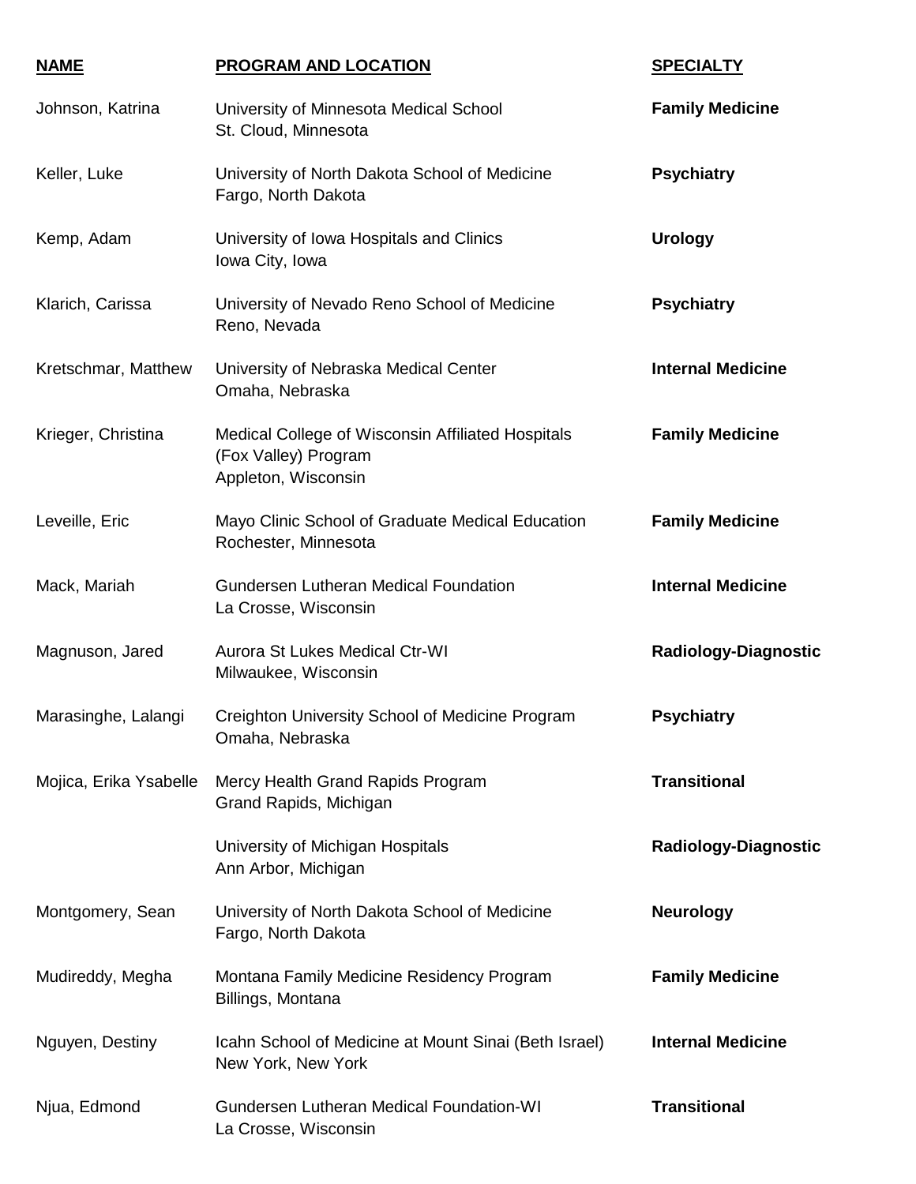| NAME | PROGRAM AND LOCATION | SPECIALTY |
|---|---|---|
| Johnson, Katrina | University of Minnesota Medical School<br>St. Cloud, Minnesota | **Family Medicine** |
| Keller, Luke | University of North Dakota School of Medicine<br>Fargo, North Dakota | **Psychiatry** |
| Kemp, Adam | University of Iowa Hospitals and Clinics<br>Iowa City, Iowa | **Urology** |
| Klarich, Carissa | University of Nevado Reno School of Medicine<br>Reno, Nevada | **Psychiatry** |
| Kretschmar, Matthew | University of Nebraska Medical Center<br>Omaha, Nebraska | **Internal Medicine** |
| Krieger, Christina | Medical College of Wisconsin Affiliated Hospitals<br>(Fox Valley) Program<br>Appleton, Wisconsin | **Family Medicine** |
| Leveille, Eric | Mayo Clinic School of Graduate Medical Education<br>Rochester, Minnesota | **Family Medicine** |
| Mack, Mariah | Gundersen Lutheran Medical Foundation<br>La Crosse, Wisconsin | **Internal Medicine** |
| Magnuson, Jared | Aurora St Lukes Medical Ctr-WI<br>Milwaukee, Wisconsin | **Radiology-Diagnostic** |
| Marasinghe, Lalangi | Creighton University School of Medicine Program<br>Omaha, Nebraska | **Psychiatry** |
| Mojica, Erika Ysabelle | Mercy Health Grand Rapids Program<br>Grand Rapids, Michigan | **Transitional** |
| | University of Michigan Hospitals<br>Ann Arbor, Michigan | **Radiology-Diagnostic** |
| Montgomery, Sean | University of North Dakota School of Medicine<br>Fargo, North Dakota | **Neurology** |
| Mudireddy, Megha | Montana Family Medicine Residency Program<br>Billings, Montana | **Family Medicine** |
| Nguyen, Destiny | Icahn School of Medicine at Mount Sinai (Beth Israel)<br>New York, New York | **Internal Medicine** |
| Njua, Edmond | Gundersen Lutheran Medical Foundation-WI<br>La Crosse, Wisconsin | **Transitional** |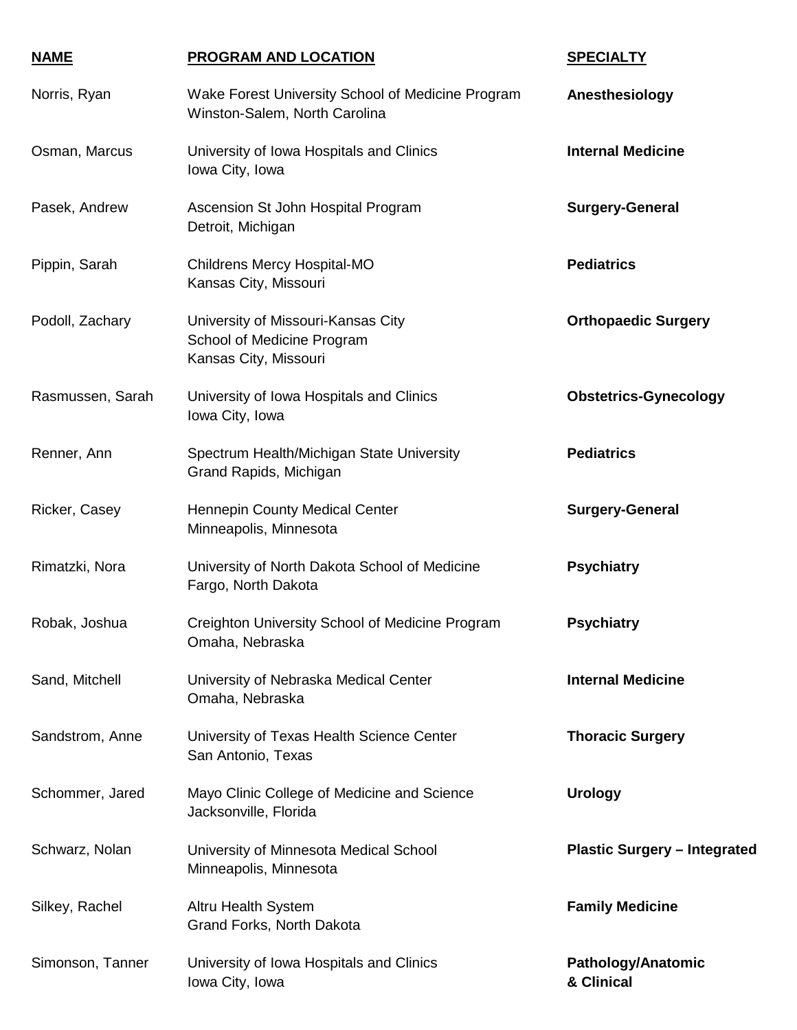| NAME | PROGRAM AND LOCATION | SPECIALTY |
|---|---|---|
| Norris, Ryan | Wake Forest University School of Medicine Program Winston-Salem, North Carolina | **Anesthesiology** |
| Osman, Marcus | University of Iowa Hospitals and Clinics Iowa City, Iowa | **Internal Medicine** |
| Pasek, Andrew | Ascension St John Hospital Program Detroit, Michigan | **Surgery-General** |
| Pippin, Sarah | Childrens Mercy Hospital-MO Kansas City, Missouri | **Pediatrics** |
| Podoll, Zachary | University of Missouri-Kansas City School of Medicine Program Kansas City, Missouri | **Orthopaedic Surgery** |
| Rasmussen, Sarah | University of Iowa Hospitals and Clinics Iowa City, Iowa | **Obstetrics-Gynecology** |
| Renner, Ann | Spectrum Health/Michigan State University Grand Rapids, Michigan | **Pediatrics** |
| Ricker, Casey | Hennepin County Medical Center Minneapolis, Minnesota | **Surgery-General** |
| Rimatzki, Nora | University of North Dakota School of Medicine Fargo, North Dakota | **Psychiatry** |
| Robak, Joshua | Creighton University School of Medicine Program Omaha, Nebraska | **Psychiatry** |
| Sand, Mitchell | University of Nebraska Medical Center Omaha, Nebraska | **Internal Medicine** |
| Sandstrom, Anne | University of Texas Health Science Center San Antonio, Texas | **Thoracic Surgery** |
| Schommer, Jared | Mayo Clinic College of Medicine and Science Jacksonville, Florida | **Urology** |
| Schwarz, Nolan | University of Minnesota Medical School Minneapolis, Minnesota | **Plastic Surgery – Integrated** |
| Silkey, Rachel | Altru Health System Grand Forks, North Dakota | **Family Medicine** |
| Simonson, Tanner | University of Iowa Hospitals and Clinics Iowa City, Iowa | **Pathology/Anatomic & Clinical** |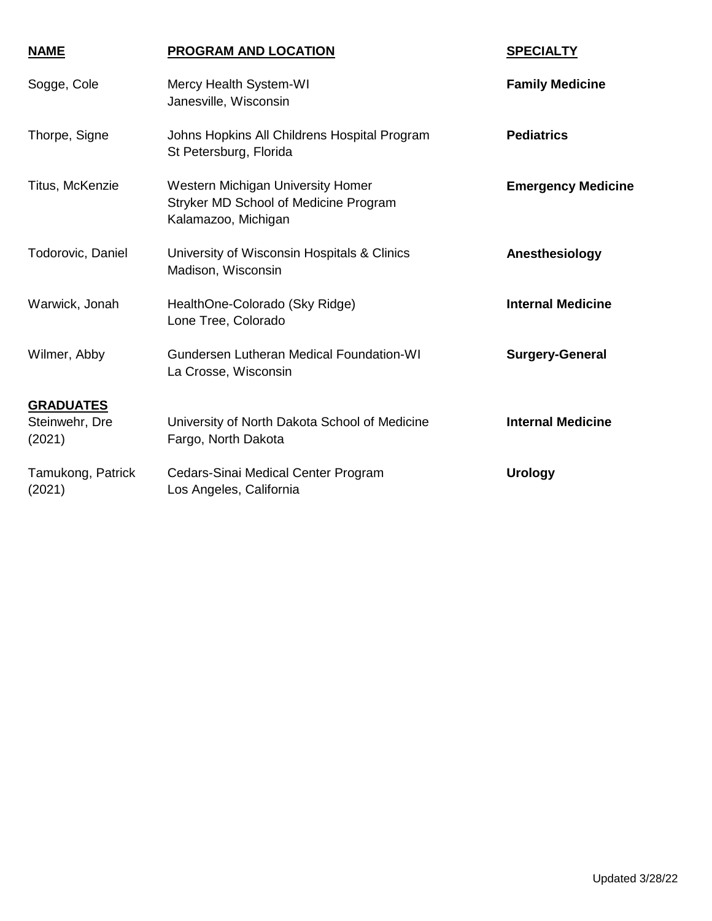| NAME | PROGRAM AND LOCATION | SPECIALTY |
|---|---|---|
| Sogge, Cole | Mercy Health System-WI<br>Janesville, Wisconsin | **Family Medicine** |
| Thorpe, Signe | Johns Hopkins All Childrens Hospital Program<br>St Petersburg, Florida | **Pediatrics** |
| Titus, McKenzie | Western Michigan University Homer Stryker MD School of Medicine Program<br>Kalamazoo, Michigan | **Emergency Medicine** |
| Todorovic, Daniel | University of Wisconsin Hospitals & Clinics<br>Madison, Wisconsin | **Anesthesiology** |
| Warwick, Jonah | HealthOne-Colorado (Sky Ridge)<br>Lone Tree, Colorado | **Internal Medicine** |
| Wilmer, Abby | Gundersen Lutheran Medical Foundation-WI<br>La Crosse, Wisconsin | **Surgery-General** |
| **GRADUATES** | | |
| Steinwehr, Dre (2021) | University of North Dakota School of Medicine<br>Fargo, North Dakota | **Internal Medicine** |
| Tamukong, Patrick (2021) | Cedars-Sinai Medical Center Program<br>Los Angeles, California | **Urology** |

Updated 3/28/22